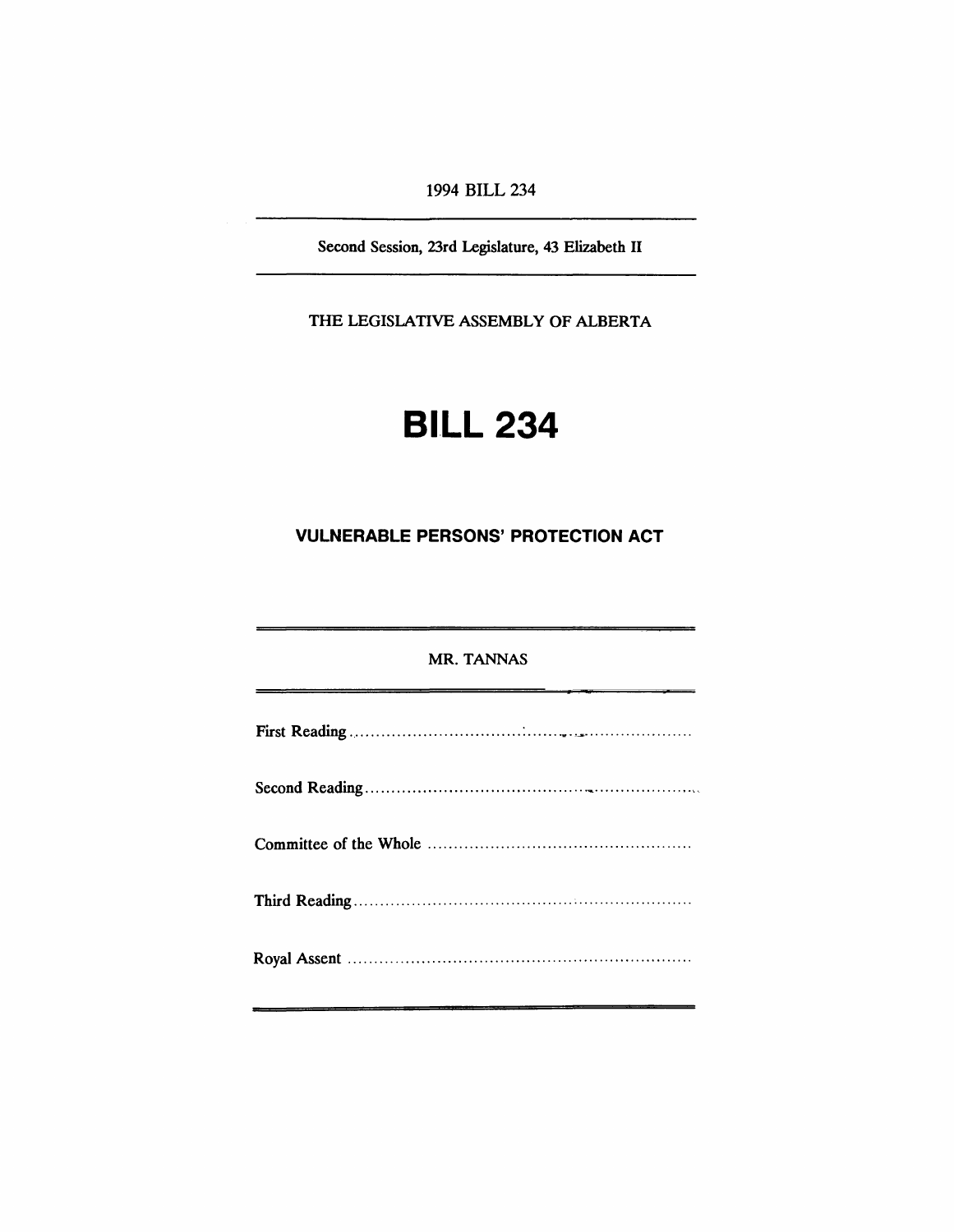1994 BILL 234

---

Second Session, 23rd Legislature, 43 Elizabeth II

---

THE LEGISLATIVE ASSEMBLY OF ALBERTA

# BILL 234

## VULNERABLE PERSONS' PROTECTION ACT

---

MR. TANNAS

---

First Reading ..........................................................................

Second Reading ..........................................................................

Committee of the Whole ..........................................................................

Third Reading ..........................................................................

Royal Assent ..........................................................................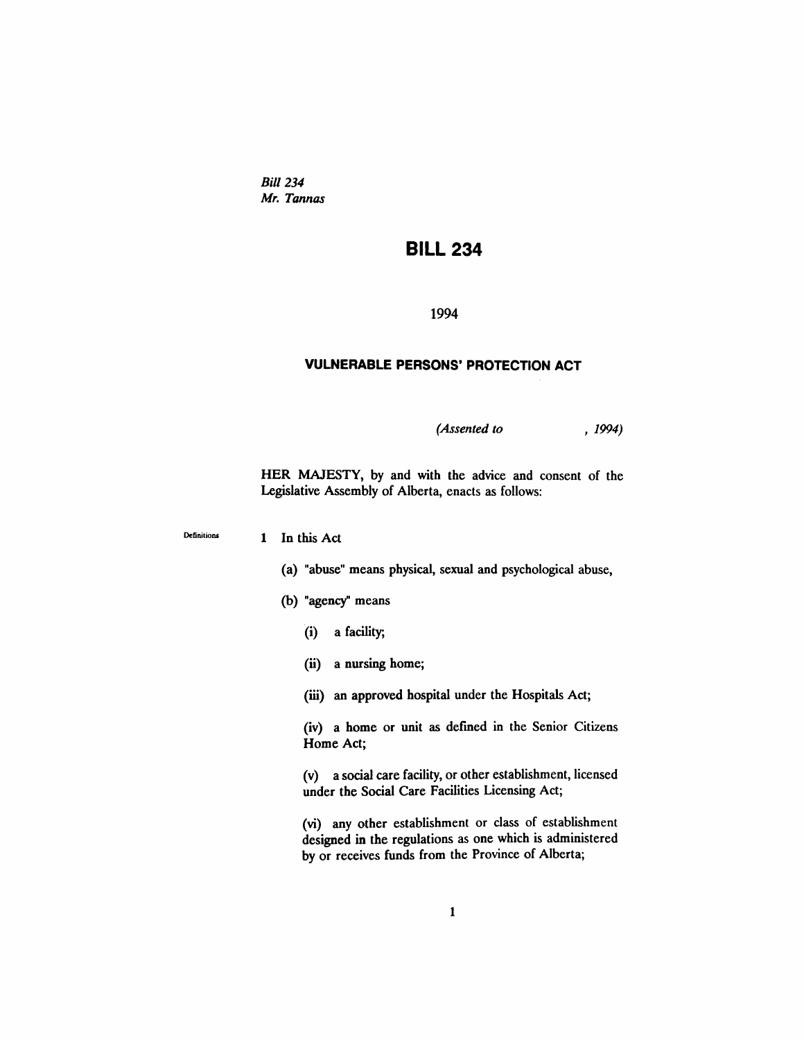*Bill 234*
*Mr. Tannas*

# BILL 234

1994

## VULNERABLE PERSONS' PROTECTION ACT

*(Assented to , 1994)*

HER MAJESTY, by and with the advice and consent of the Legislative Assembly of Alberta, enacts as follows:

Definitions

**1** In this Act

(a) "abuse" means physical, sexual and psychological abuse,

(b) "agency" means

(i) a facility;

(ii) a nursing home;

(iii) an approved hospital under the Hospitals Act;

(iv) a home or unit as defined in the Senior Citizens Home Act;

(v) a social care facility, or other establishment, licensed under the Social Care Facilities Licensing Act;

(vi) any other establishment or class of establishment designed in the regulations as one which is administered by or receives funds from the Province of Alberta;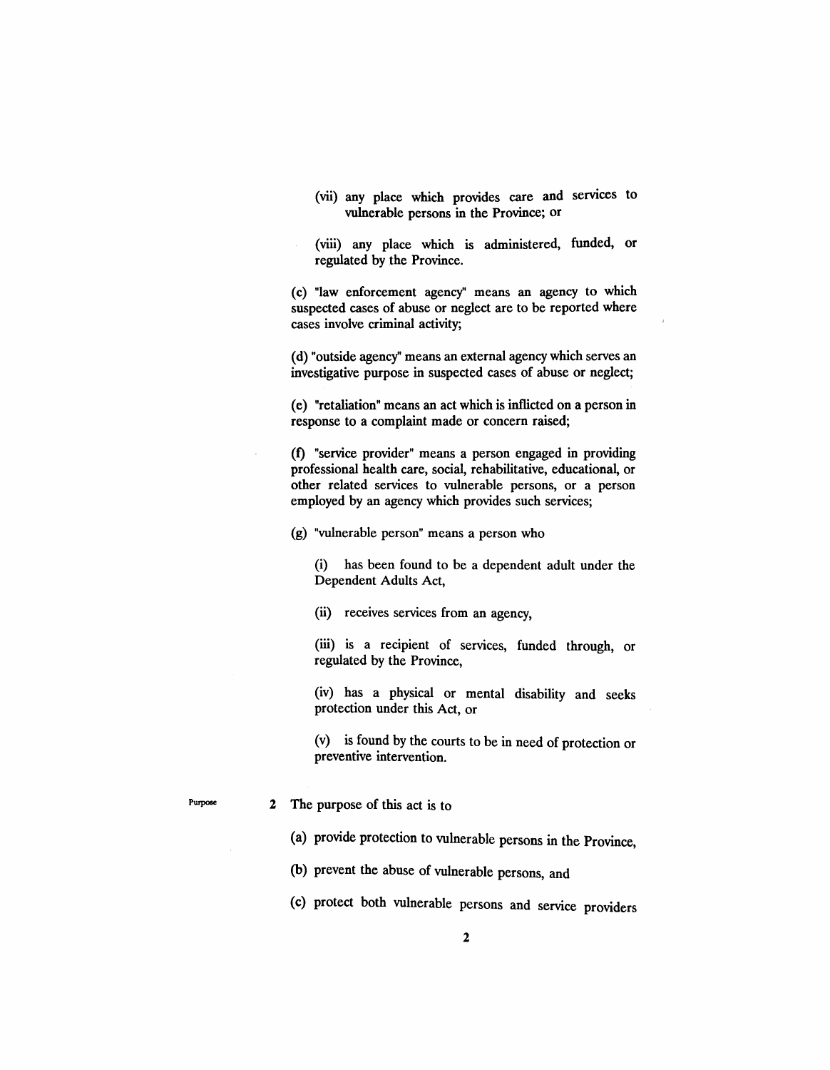(vii) any place which provides care and services to vulnerable persons in the Province; or

(viii) any place which is administered, funded, or regulated by the Province.

(c) "law enforcement agency" means an agency to which suspected cases of abuse or neglect are to be reported where cases involve criminal activity;

(d) "outside agency" means an external agency which serves an investigative purpose in suspected cases of abuse or neglect;

(e) "retaliation" means an act which is inflicted on a person in response to a complaint made or concern raised;

(f) "service provider" means a person engaged in providing professional health care, social, rehabilitative, educational, or other related services to vulnerable persons, or a person employed by an agency which provides such services;

(g) "vulnerable person" means a person who

(i) has been found to be a dependent adult under the Dependent Adults Act,

(ii) receives services from an agency,

(iii) is a recipient of services, funded through, or regulated by the Province,

(iv) has a physical or mental disability and seeks protection under this Act, or

(v) is found by the courts to be in need of protection or preventive intervention.

Purpose

2 The purpose of this act is to

(a) provide protection to vulnerable persons in the Province,

(b) prevent the abuse of vulnerable persons, and

(c) protect both vulnerable persons and service providers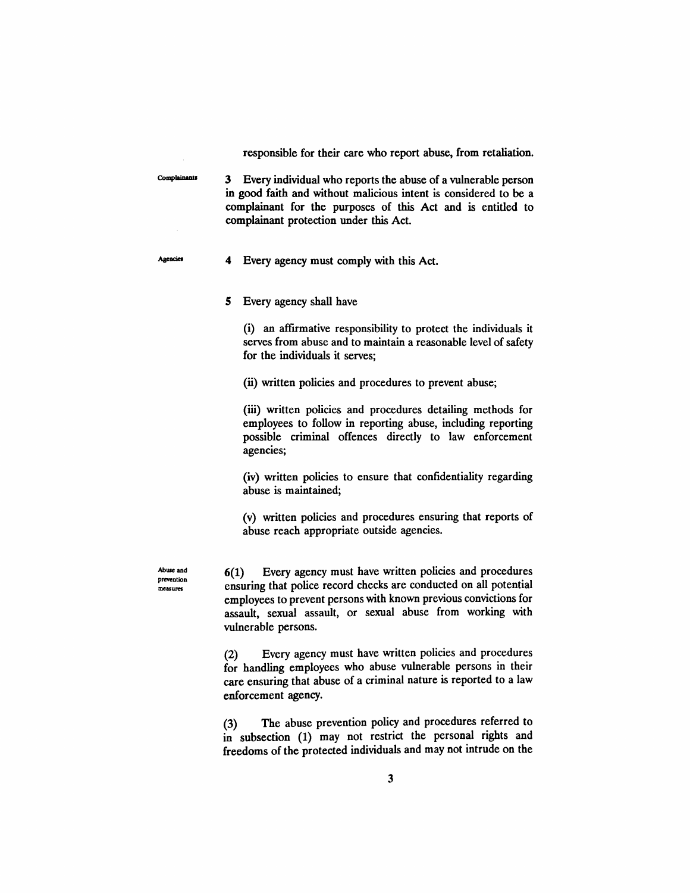responsible for their care who report abuse, from retaliation.

Complainants

**3** Every individual who reports the abuse of a vulnerable person in good faith and without malicious intent is considered to be a complainant for the purposes of this Act and is entitled to complainant protection under this Act.

Agencies

**4** Every agency must comply with this Act.

**5** Every agency shall have

(i) an affirmative responsibility to protect the individuals it serves from abuse and to maintain a reasonable level of safety for the individuals it serves;

(ii) written policies and procedures to prevent abuse;

(iii) written policies and procedures detailing methods for employees to follow in reporting abuse, including reporting possible criminal offences directly to law enforcement agencies;

(iv) written policies to ensure that confidentiality regarding abuse is maintained;

(v) written policies and procedures ensuring that reports of abuse reach appropriate outside agencies.

Abuse and prevention measures

**6(1)** Every agency must have written policies and procedures ensuring that police record checks are conducted on all potential employees to prevent persons with known previous convictions for assault, sexual assault, or sexual abuse from working with vulnerable persons.

(2) Every agency must have written policies and procedures for handling employees who abuse vulnerable persons in their care ensuring that abuse of a criminal nature is reported to a law enforcement agency.

(3) The abuse prevention policy and procedures referred to in subsection (1) may not restrict the personal rights and freedoms of the protected individuals and may not intrude on the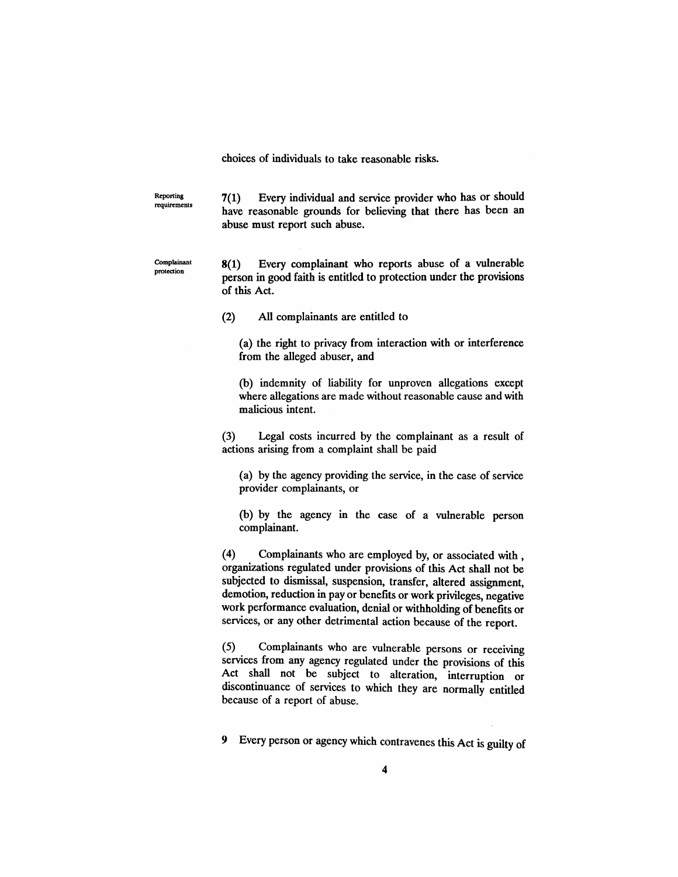choices of individuals to take reasonable risks.

Reporting requirements

7(1) Every individual and service provider who has or should have reasonable grounds for believing that there has been an abuse must report such abuse.

Complainant protection

8(1) Every complainant who reports abuse of a vulnerable person in good faith is entitled to protection under the provisions of this Act.

(2) All complainants are entitled to

(a) the right to privacy from interaction with or interference from the alleged abuser, and

(b) indemnity of liability for unproven allegations except where allegations are made without reasonable cause and with malicious intent.

(3) Legal costs incurred by the complainant as a result of actions arising from a complaint shall be paid

(a) by the agency providing the service, in the case of service provider complainants, or

(b) by the agency in the case of a vulnerable person complainant.

(4) Complainants who are employed by, or associated with , organizations regulated under provisions of this Act shall not be subjected to dismissal, suspension, transfer, altered assignment, demotion, reduction in pay or benefits or work privileges, negative work performance evaluation, denial or withholding of benefits or services, or any other detrimental action because of the report.

(5) Complainants who are vulnerable persons or receiving services from any agency regulated under the provisions of this Act shall not be subject to alteration, interruption or discontinuance of services to which they are normally entitled because of a report of abuse.

9 Every person or agency which contravenes this Act is guilty of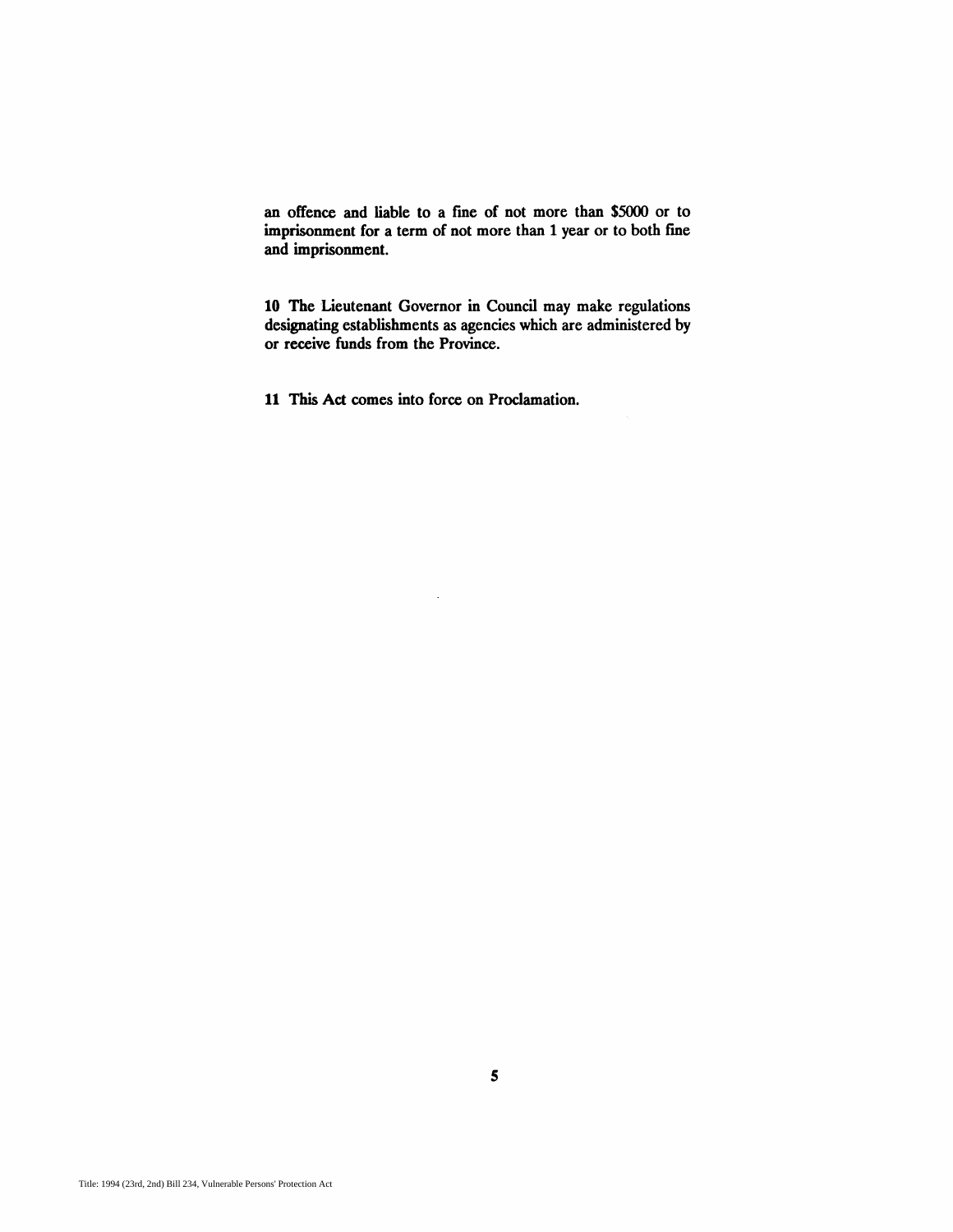**an offence and liable to a fine of not more than $5000 or to imprisonment for a term of not more than 1 year or to both fine and imprisonment.**

**10 The Lieutenant Governor in Council may make regulations designating establishments as agencies which are administered by or receive funds from the Province.**

**11 This Act comes into force on Proclamation.**